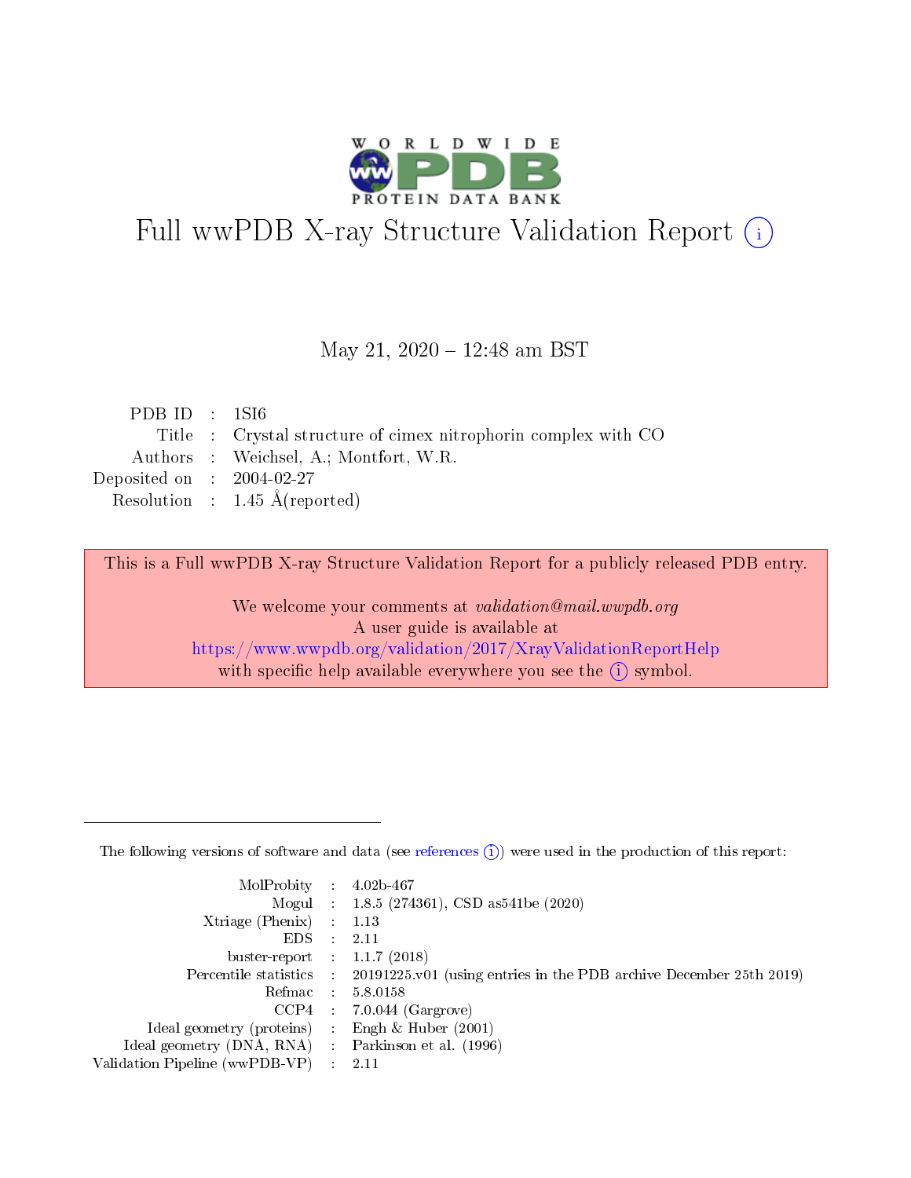# Full wwPDB X-ray Structure Validation Report (i)

May 21, 2020 – 12:48 am BST

| | | |
|---|---|---|
| PDB ID | : | 1SI6 |
| Title | : | Crystal structure of cimex nitrophorin complex with CO |
| Authors | : | Weichsel, A.; Montfort, W.R. |
| Deposited on | : | 2004-02-27 |
| Resolution | : | 1.45 Å(reported) |

This is a Full wwPDB X-ray Structure Validation Report for a publicly released PDB entry.

We welcome your comments at *validation@mail.wwpdb.org*
A user guide is available at
https://www.wwpdb.org/validation/2017/XrayValidationReportHelp
with specific help available everywhere you see the (i) symbol.

The following versions of software and data (see references (i)) were used in the production of this report:

| | | |
|---|---|---|
| MolProbity | : | 4.02b-467 |
| Mogul | : | 1.8.5 (274361), CSD as541be (2020) |
| Xtriage (Phenix) | : | 1.13 |
| EDS | : | 2.11 |
| buster-report | : | 1.1.7 (2018) |
| Percentile statistics | : | 20191225.v01 (using entries in the PDB archive December 25th 2019) |
| Refmac | : | 5.8.0158 |
| CCP4 | : | 7.0.044 (Gargrove) |
| Ideal geometry (proteins) | : | Engh & Huber (2001) |
| Ideal geometry (DNA, RNA) | : | Parkinson et al. (1996) |
| Validation Pipeline (wwPDB-VP) | : | 2.11 |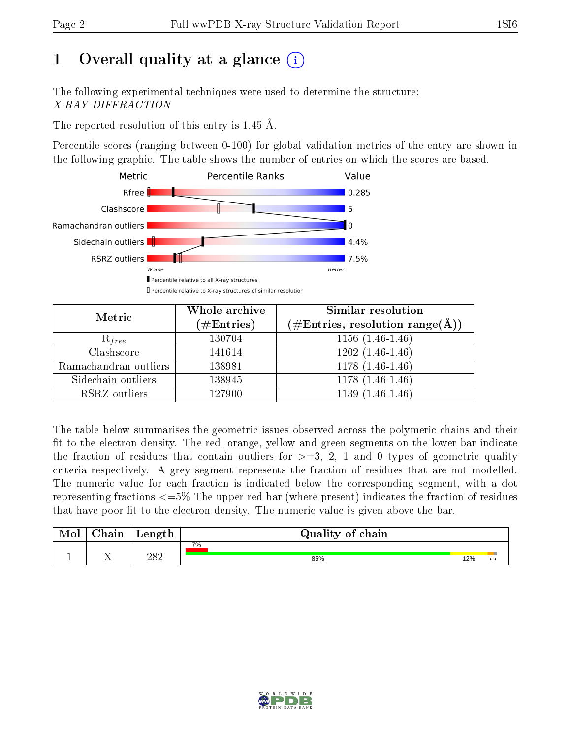# 1 Overall quality at a glance (i)

The following experimental techniques were used to determine the structure:
*X-RAY DIFFRACTION*

The reported resolution of this entry is 1.45 Å.

Percentile scores (ranging between 0-100) for global validation metrics of the entry are shown in the following graphic. The table shows the number of entries on which the scores are based.

| Metric | Value |
|---|---|
| Rfree | 0.285 |
| Clashscore | 5 |
| Ramachandran outliers | 0 |
| Sidechain outliers | 4.4% |
| RSRZ outliers | 7.5% |

Worse — Better

▮ Percentile relative to all X-ray structures
▯ Percentile relative to X-ray structures of similar resolution

| Metric | Whole archive (#Entries) | Similar resolution (#Entries, resolution range(Å)) |
|---|---|---|
| $R_{free}$ | 130704 | 1156 (1.46-1.46) |
| Clashscore | 141614 | 1202 (1.46-1.46) |
| Ramachandran outliers | 138981 | 1178 (1.46-1.46) |
| Sidechain outliers | 138945 | 1178 (1.46-1.46) |
| RSRZ outliers | 127900 | 1139 (1.46-1.46) |

The table below summarises the geometric issues observed across the polymeric chains and their fit to the electron density. The red, orange, yellow and green segments on the lower bar indicate the fraction of residues that contain outliers for >=3, 2, 1 and 0 types of geometric quality criteria respectively. A grey segment represents the fraction of residues that are not modelled. The numeric value for each fraction is indicated below the corresponding segment, with a dot representing fractions <=5% The upper red bar (where present) indicates the fraction of residues that have poor fit to the electron density. The numeric value is given above the bar.

| Mol | Chain | Length | Quality of chain |
|---|---|---|---|
| 1 | X | 282 | 7% (poor fit); 85%, 12%, •, • |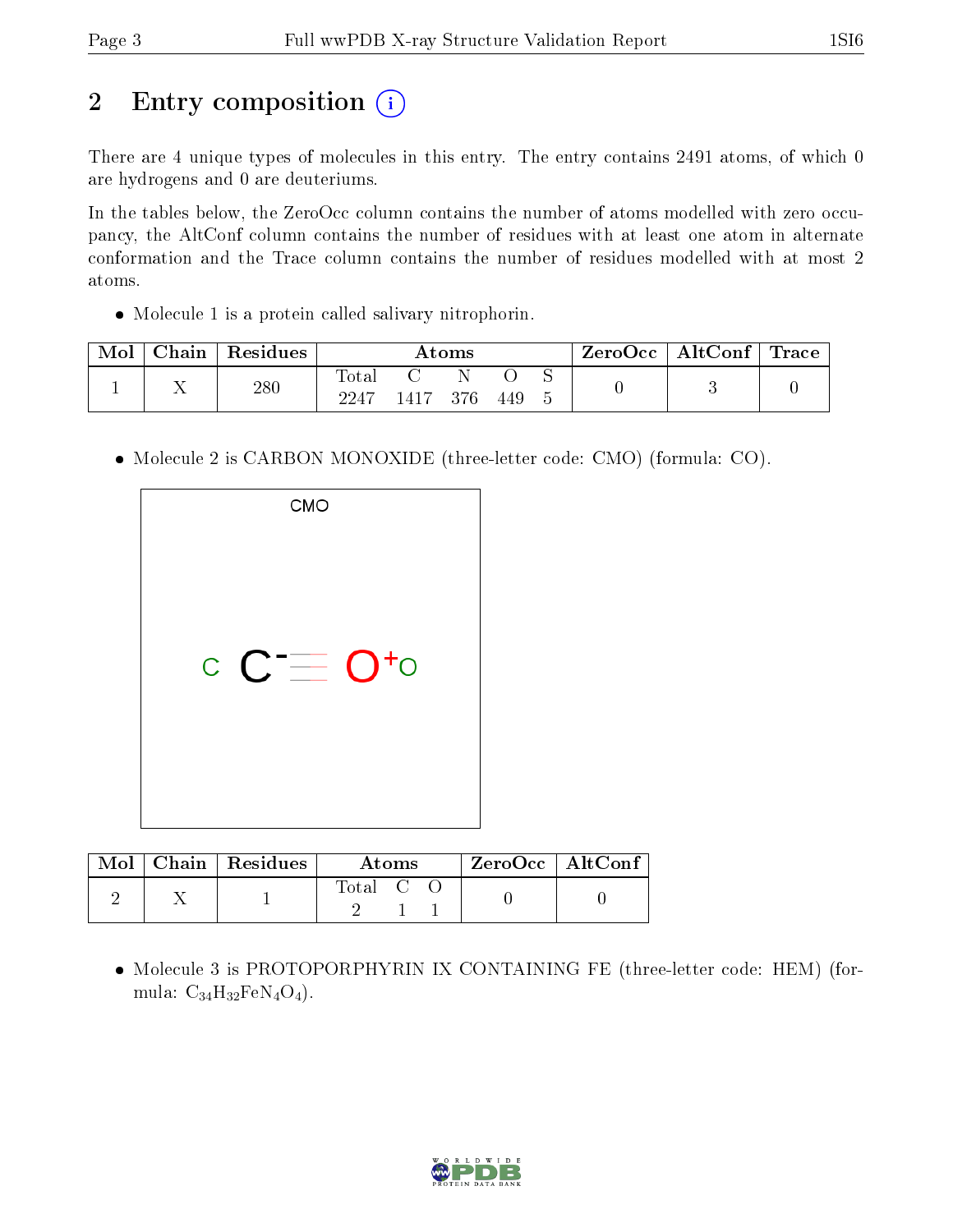## 2 Entry composition

There are 4 unique types of molecules in this entry. The entry contains 2491 atoms, of which 0 are hydrogens and 0 are deuteriums.

In the tables below, the ZeroOcc column contains the number of atoms modelled with zero occupancy, the AltConf column contains the number of residues with at least one atom in alternate conformation and the Trace column contains the number of residues modelled with at most 2 atoms.

- Molecule 1 is a protein called salivary nitrophorin.

| Mol | Chain | Residues | Atoms | | | | | ZeroOcc | AltConf | Trace |
|---|---|---|---|---|---|---|---|---|---|---|
| 1 | X | 280 | Total<br>2247 | C<br>1417 | N<br>376 | O<br>449 | S<br>5 | 0 | 3 | 0 |

- Molecule 2 is CARBON MONOXIDE (three-letter code: CMO) (formula: CO).

| Mol | Chain | Residues | Atoms | | | ZeroOcc | AltConf |
|---|---|---|---|---|---|---|---|
| 2 | X | 1 | Total<br>2 | C<br>1 | O<br>1 | 0 | 0 |

- Molecule 3 is PROTOPORPHYRIN IX CONTAINING FE (three-letter code: HEM) (formula: $C_{34}H_{32}FeN_4O_4$).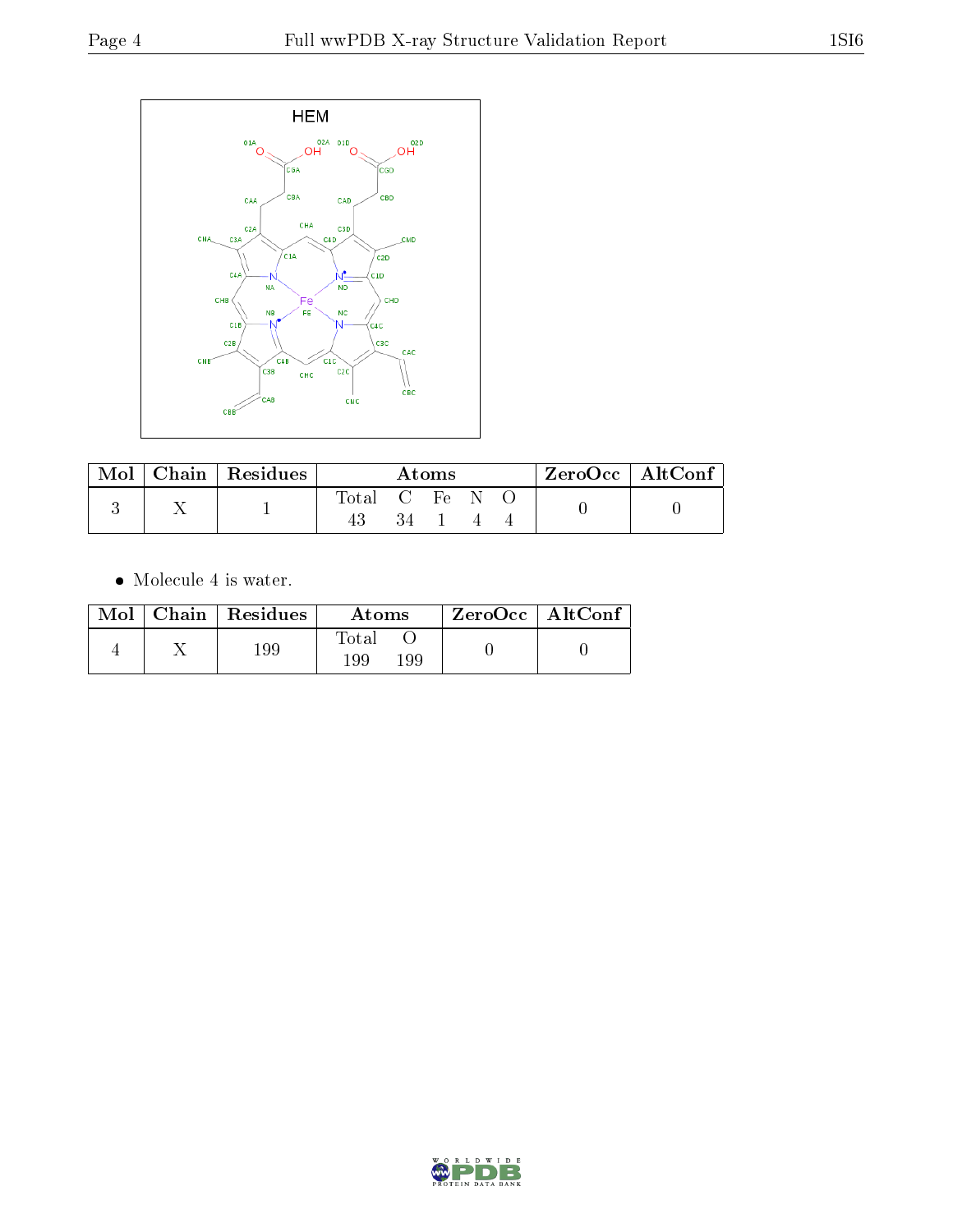HEM

| Mol | Chain | Residues | Atoms | ZeroOcc | AltConf |
|---|---|---|---|---|---|
| 3 | X | 1 | Total C Fe N O<br>43 34 1 4 4 | 0 | 0 |

- Molecule 4 is water.

| Mol | Chain | Residues | Atoms | ZeroOcc | AltConf |
|---|---|---|---|---|---|
| 4 | X | 199 | Total O<br>199 199 | 0 | 0 |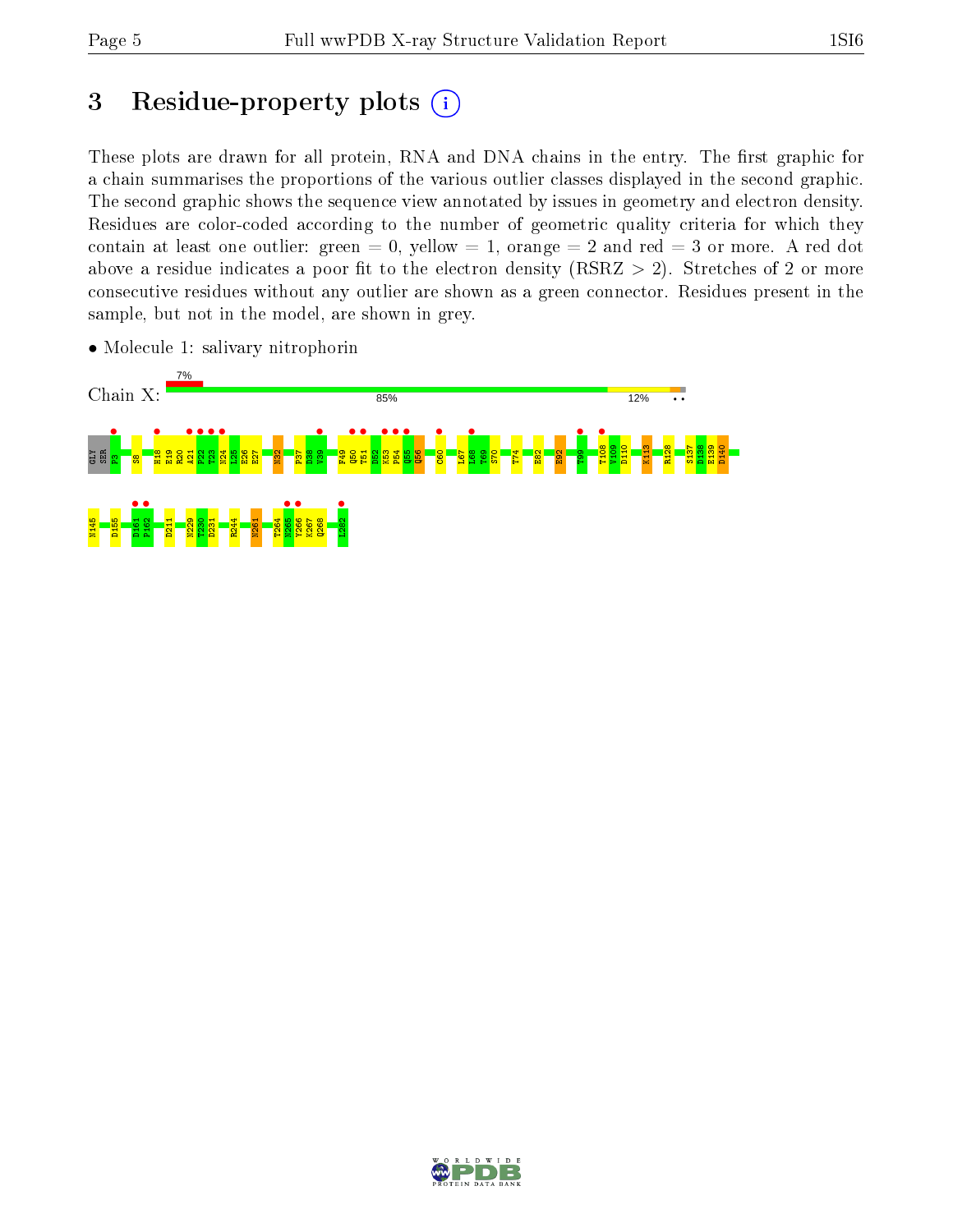# 3 Residue-property plots

These plots are drawn for all protein, RNA and DNA chains in the entry. The first graphic for a chain summarises the proportions of the various outlier classes displayed in the second graphic. The second graphic shows the sequence view annotated by issues in geometry and electron density. Residues are color-coded according to the number of geometric quality criteria for which they contain at least one outlier: green = 0, yellow = 1, orange = 2 and red = 3 or more. A red dot above a residue indicates a poor fit to the electron density (RSRZ > 2). Stretches of 2 or more consecutive residues without any outlier are shown as a green connector. Residues present in the sample, but not in the model, are shown in grey.

- Molecule 1: salivary nitrophorin

Chain X: 7% | 85% | 12% • •

GLY SER P3 S8 H18 E19 R20 A21 P22 T23 N24 L25 E26 E27 N32 P37 D38 V39 F49 Q50 T51 D52 K53 P54 Q55 Q56 C60 L67 L68 T69 S70 T74 E82 E92 T99 T108 V109 D110 K113 R128 S137 D138 E139 D140 N145 D155 D161 F162 D211 N229 T230 D231 R244 N261 T264 N265 V266 K267 Q268 I282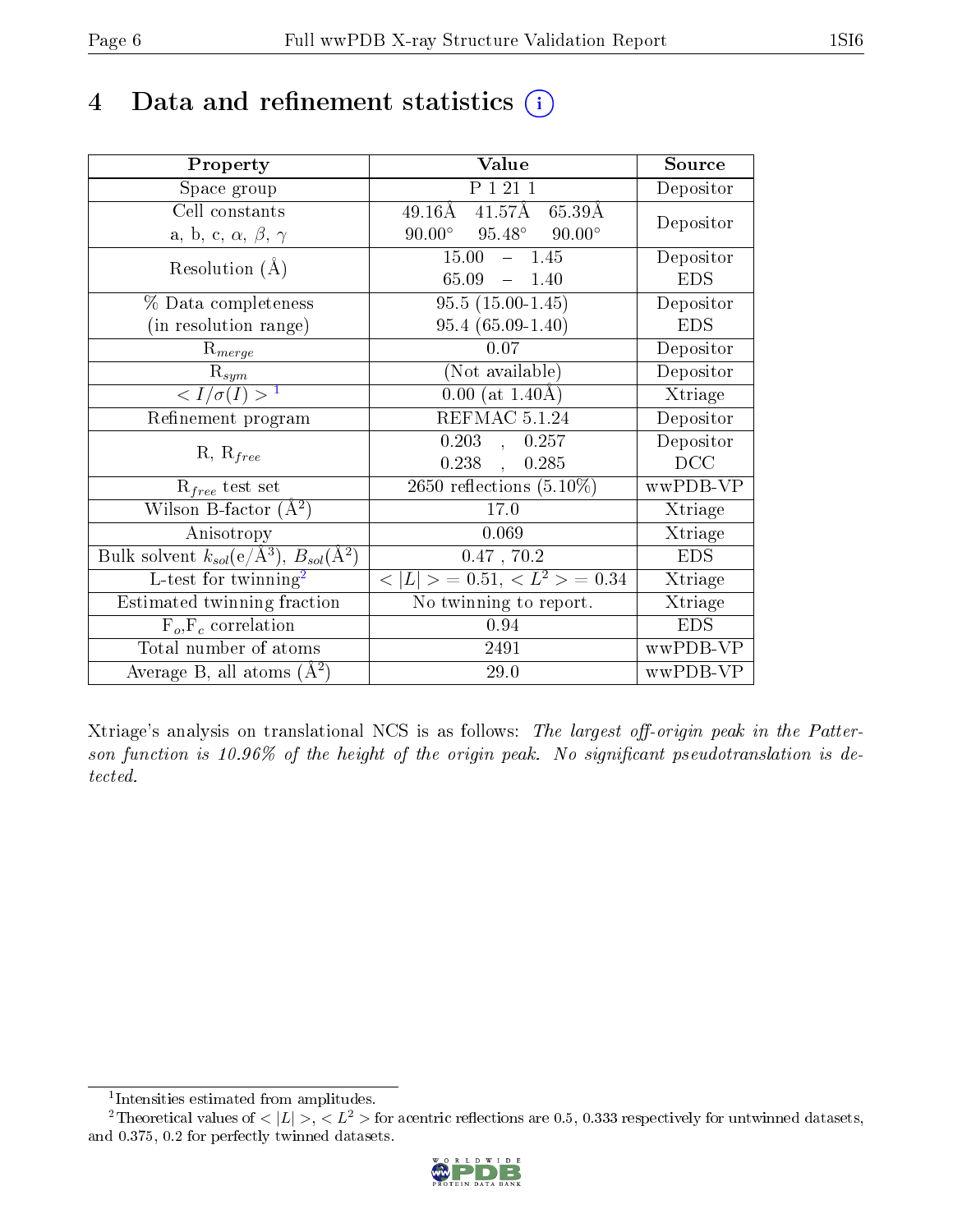# 4 Data and refinement statistics (i)

| Property | Value | Source |
|---|---|---|
| Space group | P 1 21 1 | Depositor |
| Cell constants<br>a, b, c, $\alpha$, $\beta$, $\gamma$ | 49.16Å 41.57Å 65.39Å<br>90.00° 95.48° 90.00° | Depositor |
| Resolution (Å) | 15.00 – 1.45<br>65.09 – 1.40 | Depositor<br>EDS |
| % Data completeness<br>(in resolution range) | 95.5 (15.00-1.45)<br>95.4 (65.09-1.40) | Depositor<br>EDS |
| $R_{merge}$ | 0.07 | Depositor |
| $R_{sym}$ | (Not available) | Depositor |
| $< I/\sigma(I) >$ [1] | 0.00 (at 1.40Å) | Xtriage |
| Refinement program | REFMAC 5.1.24 | Depositor |
| R, $R_{free}$ | 0.203 , 0.257<br>0.238 , 0.285 | Depositor<br>DCC |
| $R_{free}$ test set | 2650 reflections (5.10%) | wwPDB-VP |
| Wilson B-factor (Å$^2$) | 17.0 | Xtriage |
| Anisotropy | 0.069 | Xtriage |
| Bulk solvent $k_{sol}$(e/Å$^3$), $B_{sol}$(Å$^2$) | 0.47 , 70.2 | EDS |
| L-test for twinning[2] | $< \|L\| >$ = 0.51, $< L^2 >$ = 0.34 | Xtriage |
| Estimated twinning fraction | No twinning to report. | Xtriage |
| $F_o$,$F_c$ correlation | 0.94 | EDS |
| Total number of atoms | 2491 | wwPDB-VP |
| Average B, all atoms (Å$^2$) | 29.0 | wwPDB-VP |

Xtriage's analysis on translational NCS is as follows: *The largest off-origin peak in the Patterson function is 10.96% of the height of the origin peak. No significant pseudotranslation is detected.*

[1] Intensities estimated from amplitudes.

[2] Theoretical values of $< |L| >$, $< L^2 >$ for acentric reflections are 0.5, 0.333 respectively for untwinned datasets, and 0.375, 0.2 for perfectly twinned datasets.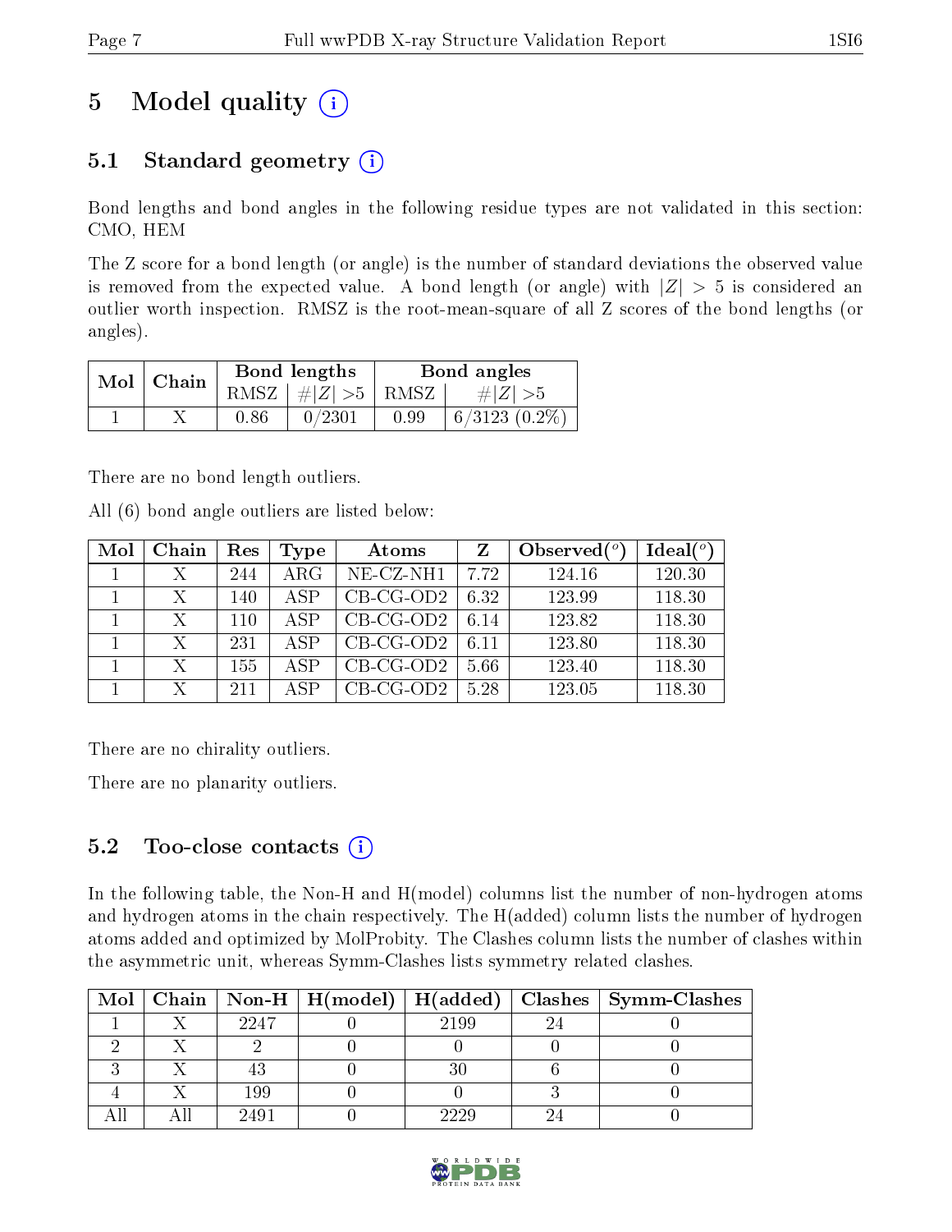# 5 Model quality (i)

## 5.1 Standard geometry (i)

Bond lengths and bond angles in the following residue types are not validated in this section: CMO, HEM

The Z score for a bond length (or angle) is the number of standard deviations the observed value is removed from the expected value. A bond length (or angle) with $|Z| > 5$ is considered an outlier worth inspection. RMSZ is the root-mean-square of all Z scores of the bond lengths (or angles).

| Mol | Chain | Bond lengths | | Bond angles | |
|---|---|---|---|---|---|
| | | RMSZ | $\#\|Z\| > 5$ | RMSZ | $\#\|Z\| > 5$ |
| 1 | X | 0.86 | 0/2301 | 0.99 | 6/3123 (0.2%) |

There are no bond length outliers.

All (6) bond angle outliers are listed below:

| Mol | Chain | Res | Type | Atoms | Z | Observed($^o$) | Ideal($^o$) |
|---|---|---|---|---|---|---|---|
| 1 | X | 244 | ARG | NE-CZ-NH1 | 7.72 | 124.16 | 120.30 |
| 1 | X | 140 | ASP | CB-CG-OD2 | 6.32 | 123.99 | 118.30 |
| 1 | X | 110 | ASP | CB-CG-OD2 | 6.14 | 123.82 | 118.30 |
| 1 | X | 231 | ASP | CB-CG-OD2 | 6.11 | 123.80 | 118.30 |
| 1 | X | 155 | ASP | CB-CG-OD2 | 5.66 | 123.40 | 118.30 |
| 1 | X | 211 | ASP | CB-CG-OD2 | 5.28 | 123.05 | 118.30 |

There are no chirality outliers.

There are no planarity outliers.

## 5.2 Too-close contacts (i)

In the following table, the Non-H and H(model) columns list the number of non-hydrogen atoms and hydrogen atoms in the chain respectively. The H(added) column lists the number of hydrogen atoms added and optimized by MolProbity. The Clashes column lists the number of clashes within the asymmetric unit, whereas Symm-Clashes lists symmetry related clashes.

| Mol | Chain | Non-H | H(model) | H(added) | Clashes | Symm-Clashes |
|---|---|---|---|---|---|---|
| 1 | X | 2247 | 0 | 2199 | 24 | 0 |
| 2 | X | 2 | 0 | 0 | 0 | 0 |
| 3 | X | 43 | 0 | 30 | 6 | 0 |
| 4 | X | 199 | 0 | 0 | 3 | 0 |
| All | All | 2491 | 0 | 2229 | 24 | 0 |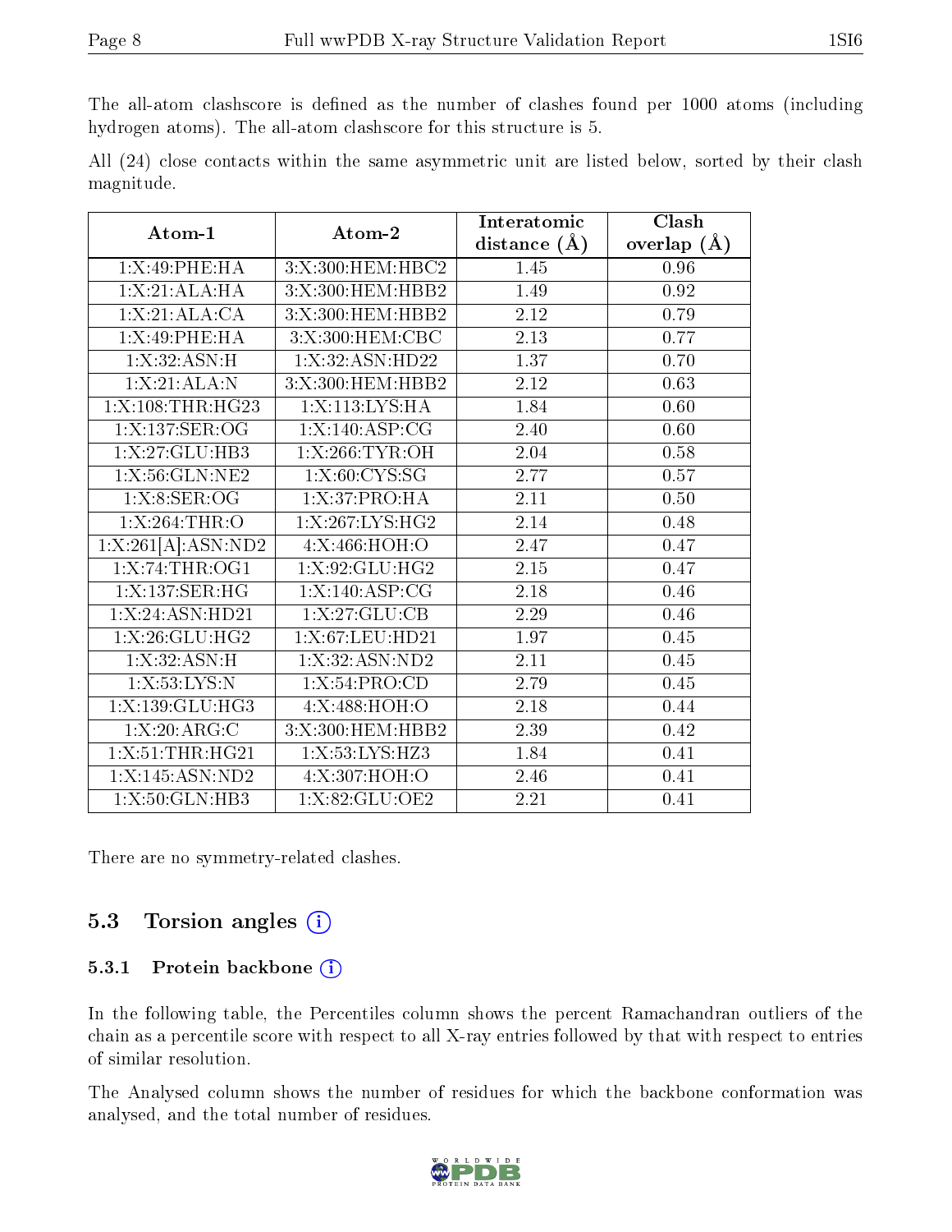The all-atom clashscore is defined as the number of clashes found per 1000 atoms (including hydrogen atoms). The all-atom clashscore for this structure is 5.

All (24) close contacts within the same asymmetric unit are listed below, sorted by their clash magnitude.

| Atom-1 | Atom-2 | Interatomic distance (Å) | Clash overlap (Å) |
|---|---|---|---|
| 1:X:49:PHE:HA | 3:X:300:HEM:HBC2 | 1.45 | 0.96 |
| 1:X:21:ALA:HA | 3:X:300:HEM:HBB2 | 1.49 | 0.92 |
| 1:X:21:ALA:CA | 3:X:300:HEM:HBB2 | 2.12 | 0.79 |
| 1:X:49:PHE:HA | 3:X:300:HEM:CBC | 2.13 | 0.77 |
| 1:X:32:ASN:H | 1:X:32:ASN:HD22 | 1.37 | 0.70 |
| 1:X:21:ALA:N | 3:X:300:HEM:HBB2 | 2.12 | 0.63 |
| 1:X:108:THR:HG23 | 1:X:113:LYS:HA | 1.84 | 0.60 |
| 1:X:137:SER:OG | 1:X:140:ASP:CG | 2.40 | 0.60 |
| 1:X:27:GLU:HB3 | 1:X:266:TYR:OH | 2.04 | 0.58 |
| 1:X:56:GLN:NE2 | 1:X:60:CYS:SG | 2.77 | 0.57 |
| 1:X:8:SER:OG | 1:X:37:PRO:HA | 2.11 | 0.50 |
| 1:X:264:THR:O | 1:X:267:LYS:HG2 | 2.14 | 0.48 |
| 1:X:261[A]:ASN:ND2 | 4:X:466:HOH:O | 2.47 | 0.47 |
| 1:X:74:THR:OG1 | 1:X:92:GLU:HG2 | 2.15 | 0.47 |
| 1:X:137:SER:HG | 1:X:140:ASP:CG | 2.18 | 0.46 |
| 1:X:24:ASN:HD21 | 1:X:27:GLU:CB | 2.29 | 0.46 |
| 1:X:26:GLU:HG2 | 1:X:67:LEU:HD21 | 1.97 | 0.45 |
| 1:X:32:ASN:H | 1:X:32:ASN:ND2 | 2.11 | 0.45 |
| 1:X:53:LYS:N | 1:X:54:PRO:CD | 2.79 | 0.45 |
| 1:X:139:GLU:HG3 | 4:X:488:HOH:O | 2.18 | 0.44 |
| 1:X:20:ARG:C | 3:X:300:HEM:HBB2 | 2.39 | 0.42 |
| 1:X:51:THR:HG21 | 1:X:53:LYS:HZ3 | 1.84 | 0.41 |
| 1:X:145:ASN:ND2 | 4:X:307:HOH:O | 2.46 | 0.41 |
| 1:X:50:GLN:HB3 | 1:X:82:GLU:OE2 | 2.21 | 0.41 |

There are no symmetry-related clashes.

## 5.3 Torsion angles

### 5.3.1 Protein backbone

In the following table, the Percentiles column shows the percent Ramachandran outliers of the chain as a percentile score with respect to all X-ray entries followed by that with respect to entries of similar resolution.

The Analysed column shows the number of residues for which the backbone conformation was analysed, and the total number of residues.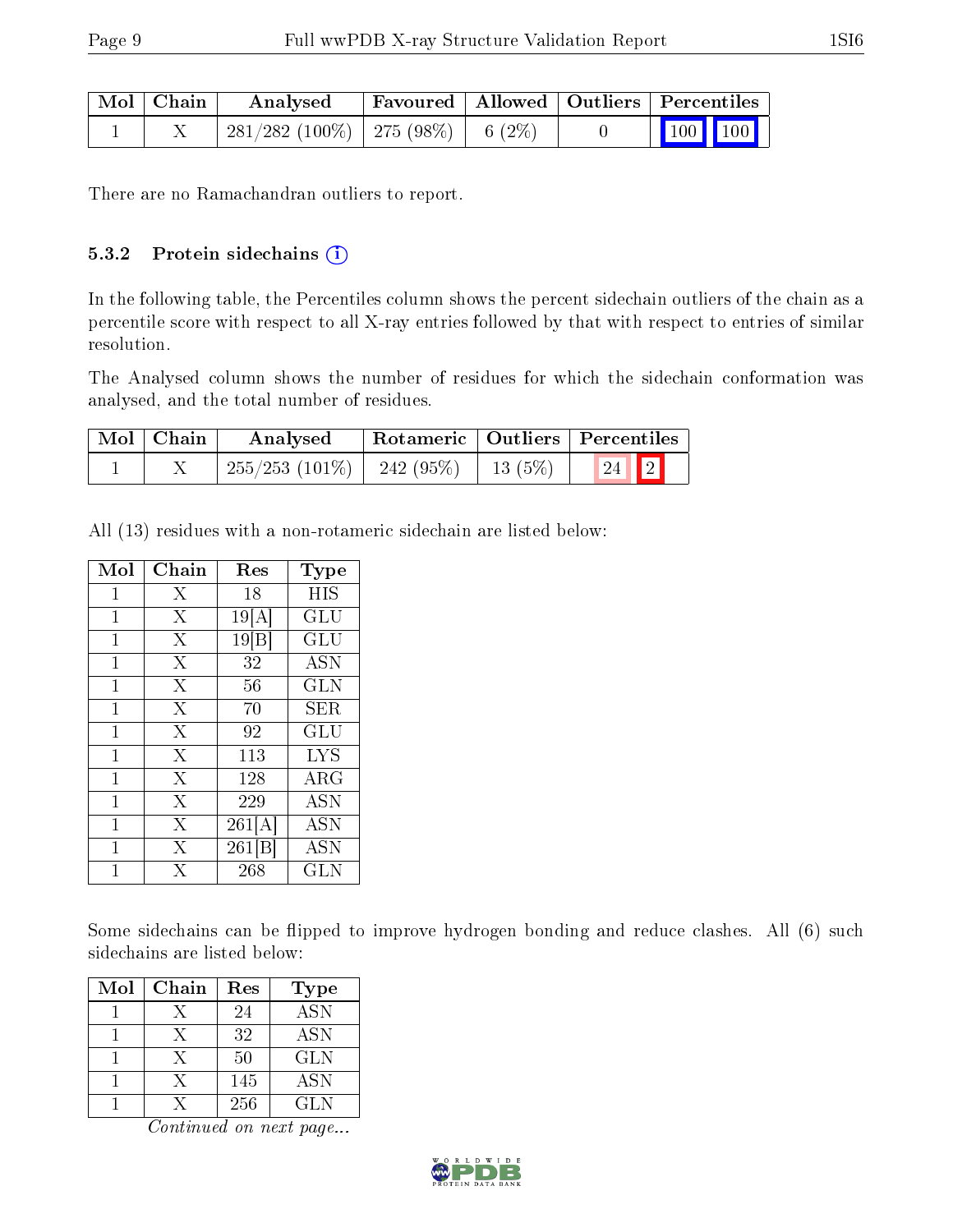| Mol | Chain | Analysed | Favoured | Allowed | Outliers | Percentiles | |
|---|---|---|---|---|---|---|---|
| 1 | X | 281/282 (100%) | 275 (98%) | 6 (2%) | 0 | 100 | 100 |

There are no Ramachandran outliers to report.

### 5.3.2 Protein sidechains (i)

In the following table, the Percentiles column shows the percent sidechain outliers of the chain as a percentile score with respect to all X-ray entries followed by that with respect to entries of similar resolution.

The Analysed column shows the number of residues for which the sidechain conformation was analysed, and the total number of residues.

| Mol | Chain | Analysed | Rotameric | Outliers | Percentiles | |
|---|---|---|---|---|---|---|
| 1 | X | 255/253 (101%) | 242 (95%) | 13 (5%) | 24 | 2 |

All (13) residues with a non-rotameric sidechain are listed below:

| Mol | Chain | Res | Type |
|---|---|---|---|
| 1 | X | 18 | HIS |
| 1 | X | 19[A] | GLU |
| 1 | X | 19[B] | GLU |
| 1 | X | 32 | ASN |
| 1 | X | 56 | GLN |
| 1 | X | 70 | SER |
| 1 | X | 92 | GLU |
| 1 | X | 113 | LYS |
| 1 | X | 128 | ARG |
| 1 | X | 229 | ASN |
| 1 | X | 261[A] | ASN |
| 1 | X | 261[B] | ASN |
| 1 | X | 268 | GLN |

Some sidechains can be flipped to improve hydrogen bonding and reduce clashes. All (6) such sidechains are listed below:

| Mol | Chain | Res | Type |
|---|---|---|---|
| 1 | X | 24 | ASN |
| 1 | X | 32 | ASN |
| 1 | X | 50 | GLN |
| 1 | X | 145 | ASN |
| 1 | X | 256 | GLN |

*Continued on next page...*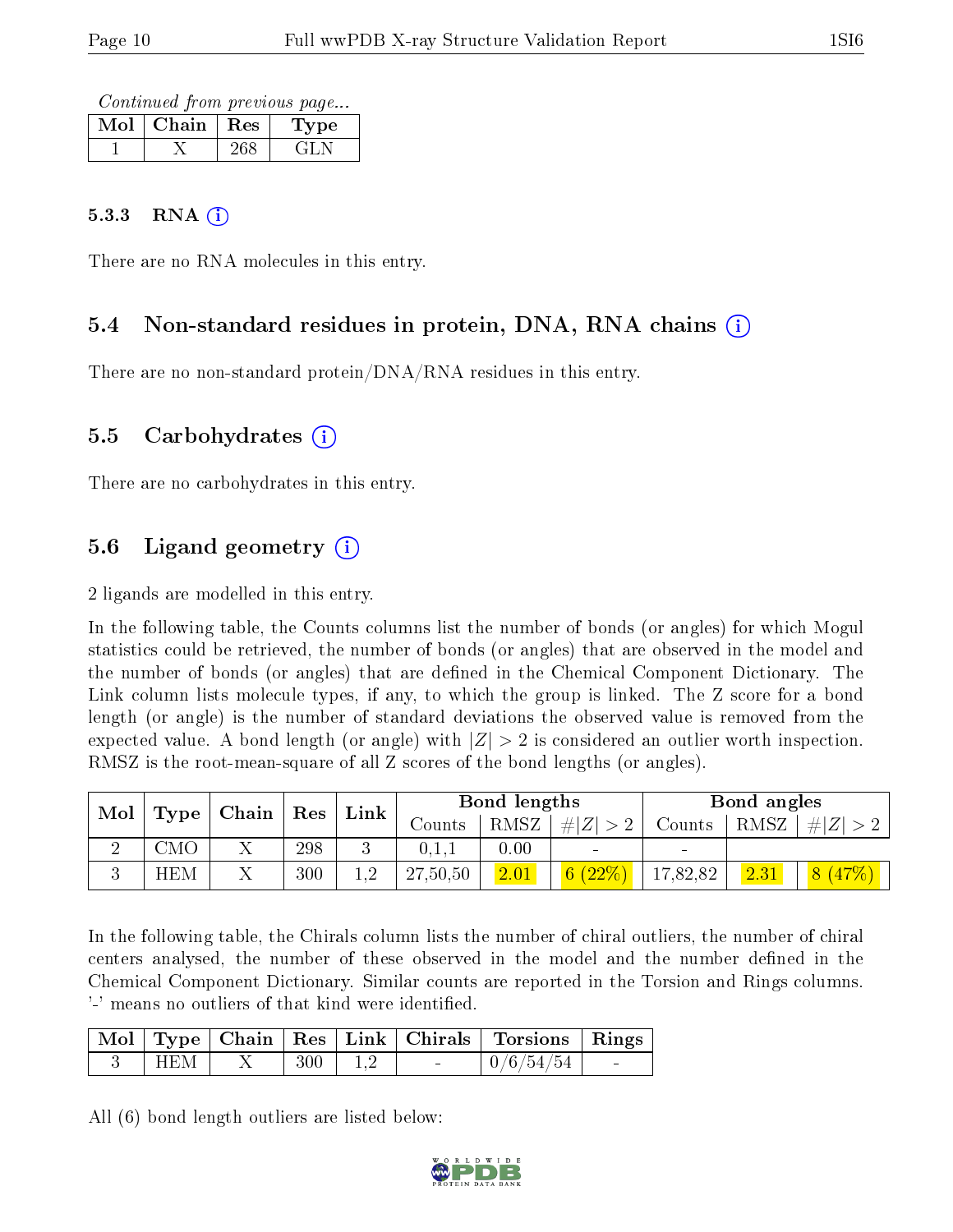*Continued from previous page...*

| Mol | Chain | Res | Type |
|---|---|---|---|
| 1 | X | 268 | GLN |

#### 5.3.3 RNA

There are no RNA molecules in this entry.

### 5.4 Non-standard residues in protein, DNA, RNA chains

There are no non-standard protein/DNA/RNA residues in this entry.

### 5.5 Carbohydrates

There are no carbohydrates in this entry.

### 5.6 Ligand geometry

2 ligands are modelled in this entry.

In the following table, the Counts columns list the number of bonds (or angles) for which Mogul statistics could be retrieved, the number of bonds (or angles) that are observed in the model and the number of bonds (or angles) that are defined in the Chemical Component Dictionary. The Link column lists molecule types, if any, to which the group is linked. The Z score for a bond length (or angle) is the number of standard deviations the observed value is removed from the expected value. A bond length (or angle) with $|Z| > 2$ is considered an outlier worth inspection. RMSZ is the root-mean-square of all Z scores of the bond lengths (or angles).

| Mol | Type | Chain | Res | Link | Bond lengths | | | Bond angles | | |
|---|---|---|---|---|---|---|---|---|---|---|
| | | | | | Counts | RMSZ | $\#\|Z\| > 2$ | Counts | RMSZ | $\#\|Z\| > 2$ |
| 2 | CMO | X | 298 | 3 | 0,1,1 | 0.00 | - | - | | |
| 3 | HEM | X | 300 | 1,2 | 27,50,50 | 2.01 | 6 (22%) | 17,82,82 | 2.31 | 8 (47%) |

In the following table, the Chirals column lists the number of chiral outliers, the number of chiral centers analysed, the number of these observed in the model and the number defined in the Chemical Component Dictionary. Similar counts are reported in the Torsion and Rings columns. '-' means no outliers of that kind were identified.

| Mol | Type | Chain | Res | Link | Chirals | Torsions | Rings |
|---|---|---|---|---|---|---|---|
| 3 | HEM | X | 300 | 1,2 | - | 0/6/54/54 | - |

All (6) bond length outliers are listed below: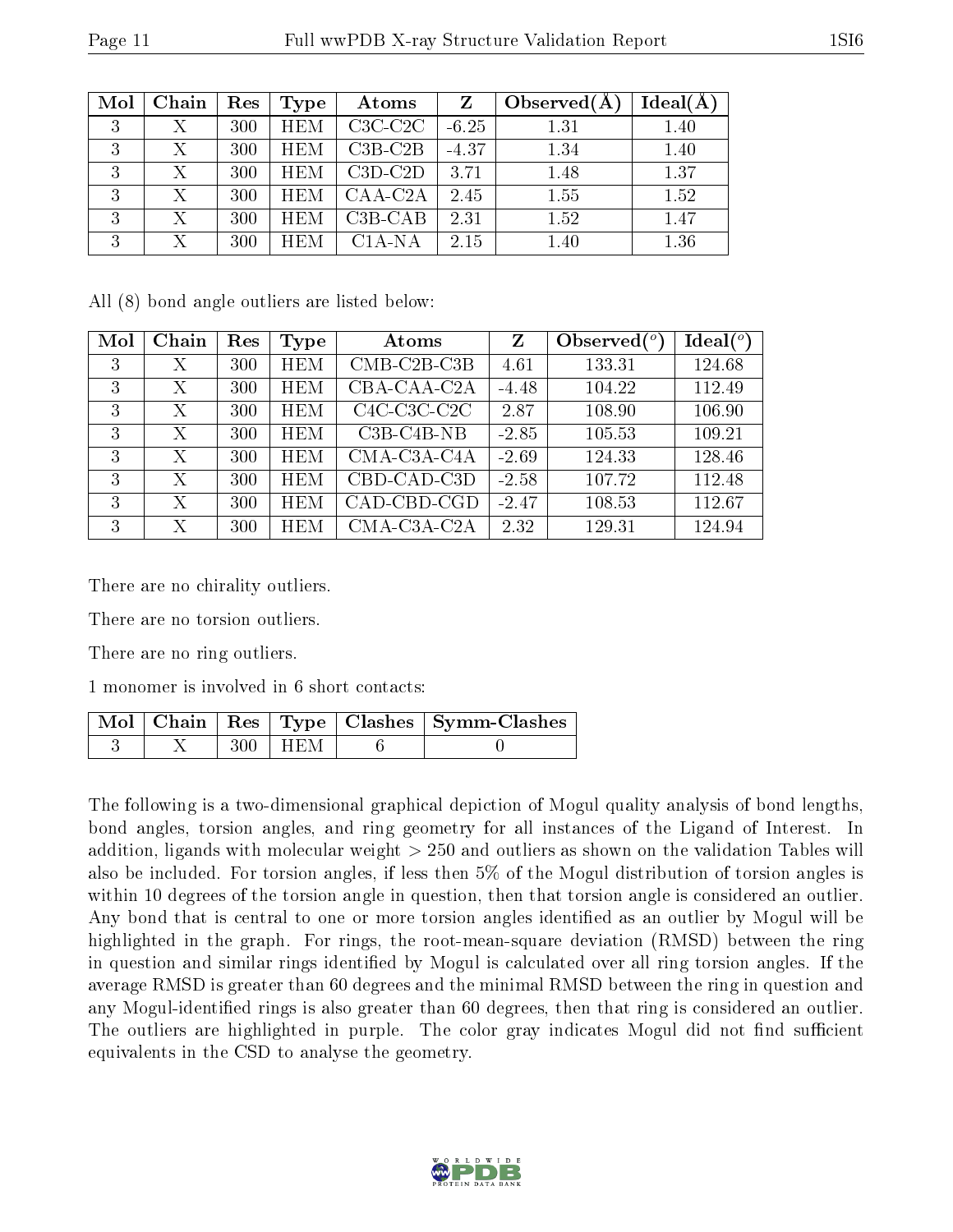| Mol | Chain | Res | Type | Atoms | Z | Observed(Å) | Ideal(Å) |
|---|---|---|---|---|---|---|---|
| 3 | X | 300 | HEM | C3C-C2C | -6.25 | 1.31 | 1.40 |
| 3 | X | 300 | HEM | C3B-C2B | -4.37 | 1.34 | 1.40 |
| 3 | X | 300 | HEM | C3D-C2D | 3.71 | 1.48 | 1.37 |
| 3 | X | 300 | HEM | CAA-C2A | 2.45 | 1.55 | 1.52 |
| 3 | X | 300 | HEM | C3B-CAB | 2.31 | 1.52 | 1.47 |
| 3 | X | 300 | HEM | C1A-NA | 2.15 | 1.40 | 1.36 |

All (8) bond angle outliers are listed below:

| Mol | Chain | Res | Type | Atoms | Z | Observed(°) | Ideal(°) |
|---|---|---|---|---|---|---|---|
| 3 | X | 300 | HEM | CMB-C2B-C3B | 4.61 | 133.31 | 124.68 |
| 3 | X | 300 | HEM | CBA-CAA-C2A | -4.48 | 104.22 | 112.49 |
| 3 | X | 300 | HEM | C4C-C3C-C2C | 2.87 | 108.90 | 106.90 |
| 3 | X | 300 | HEM | C3B-C4B-NB | -2.85 | 105.53 | 109.21 |
| 3 | X | 300 | HEM | CMA-C3A-C4A | -2.69 | 124.33 | 128.46 |
| 3 | X | 300 | HEM | CBD-CAD-C3D | -2.58 | 107.72 | 112.48 |
| 3 | X | 300 | HEM | CAD-CBD-CGD | -2.47 | 108.53 | 112.67 |
| 3 | X | 300 | HEM | CMA-C3A-C2A | 2.32 | 129.31 | 124.94 |

There are no chirality outliers.

There are no torsion outliers.

There are no ring outliers.

1 monomer is involved in 6 short contacts:

| Mol | Chain | Res | Type | Clashes | Symm-Clashes |
|---|---|---|---|---|---|
| 3 | X | 300 | HEM | 6 | 0 |

The following is a two-dimensional graphical depiction of Mogul quality analysis of bond lengths, bond angles, torsion angles, and ring geometry for all instances of the Ligand of Interest. In addition, ligands with molecular weight > 250 and outliers as shown on the validation Tables will also be included. For torsion angles, if less then 5% of the Mogul distribution of torsion angles is within 10 degrees of the torsion angle in question, then that torsion angle is considered an outlier. Any bond that is central to one or more torsion angles identified as an outlier by Mogul will be highlighted in the graph. For rings, the root-mean-square deviation (RMSD) between the ring in question and similar rings identified by Mogul is calculated over all ring torsion angles. If the average RMSD is greater than 60 degrees and the minimal RMSD between the ring in question and any Mogul-identified rings is also greater than 60 degrees, then that ring is considered an outlier. The outliers are highlighted in purple. The color gray indicates Mogul did not find sufficient equivalents in the CSD to analyse the geometry.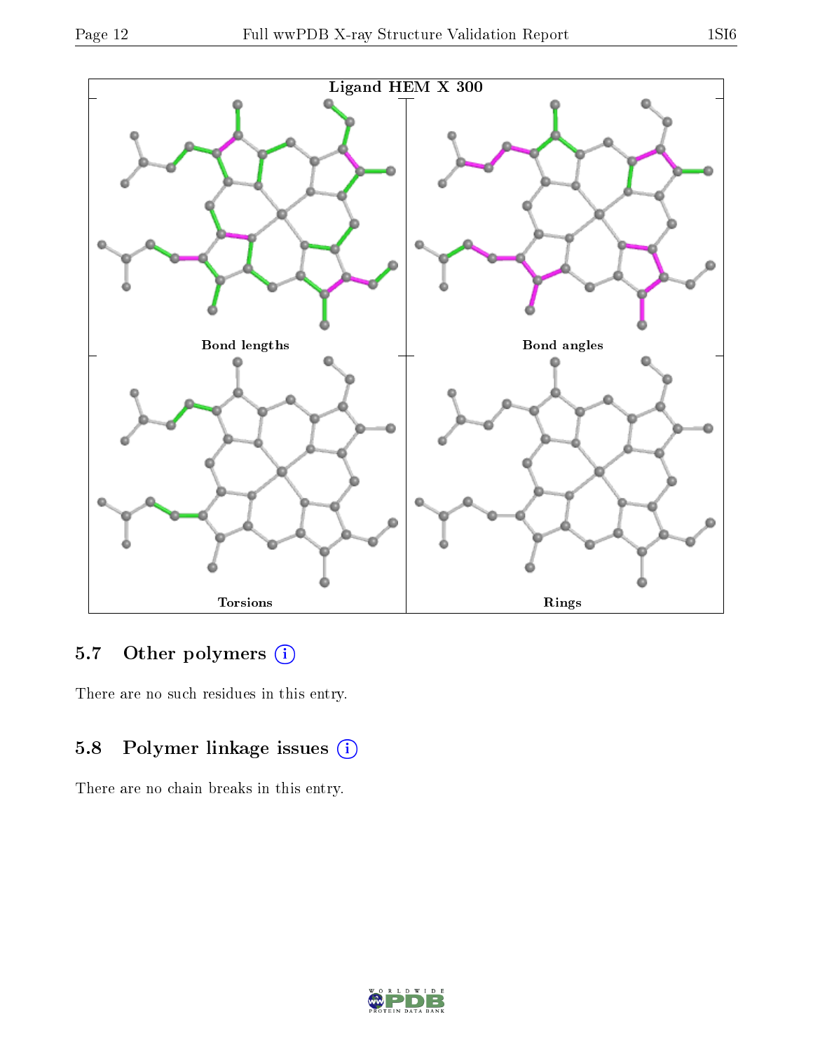Ligand HEM X 300

Bond lengths

Bond angles

Torsions

Rings

### 5.7 Other polymers

There are no such residues in this entry.

### 5.8 Polymer linkage issues

There are no chain breaks in this entry.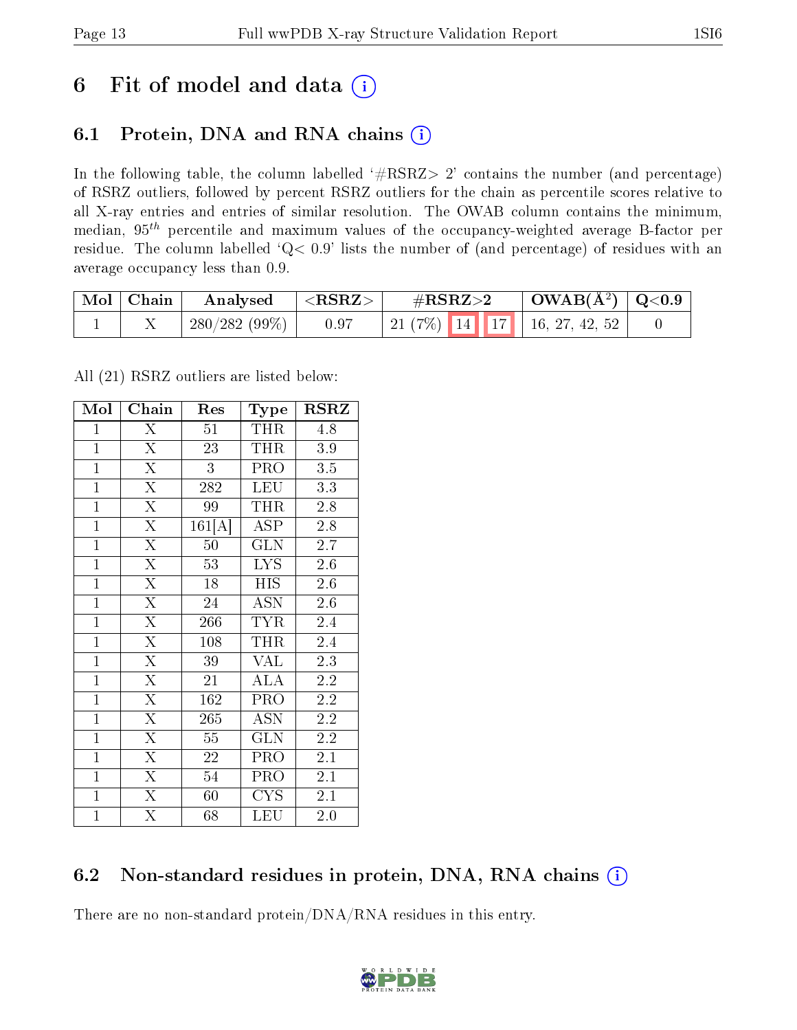# 6 Fit of model and data (i)

## 6.1 Protein, DNA and RNA chains (i)

In the following table, the column labelled '#RSRZ> 2' contains the number (and percentage) of RSRZ outliers, followed by percent RSRZ outliers for the chain as percentile scores relative to all X-ray entries and entries of similar resolution. The OWAB column contains the minimum, median, $95^{th}$ percentile and maximum values of the occupancy-weighted average B-factor per residue. The column labelled 'Q< 0.9' lists the number of (and percentage) of residues with an average occupancy less than 0.9.

| Mol | Chain | Analysed | <RSRZ> | #RSRZ>2 | | | OWAB(Å$^2$) | Q<0.9 |
|---|---|---|---|---|---|---|---|---|
| 1 | X | 280/282 (99%) | 0.97 | 21 (7%) | 14 | 17 | 16, 27, 42, 52 | 0 |

All (21) RSRZ outliers are listed below:

| Mol | Chain | Res | Type | RSRZ |
|---|---|---|---|---|
| 1 | X | 51 | THR | 4.8 |
| 1 | X | 23 | THR | 3.9 |
| 1 | X | 3 | PRO | 3.5 |
| 1 | X | 282 | LEU | 3.3 |
| 1 | X | 99 | THR | 2.8 |
| 1 | X | 161[A] | ASP | 2.8 |
| 1 | X | 50 | GLN | 2.7 |
| 1 | X | 53 | LYS | 2.6 |
| 1 | X | 18 | HIS | 2.6 |
| 1 | X | 24 | ASN | 2.6 |
| 1 | X | 266 | TYR | 2.4 |
| 1 | X | 108 | THR | 2.4 |
| 1 | X | 39 | VAL | 2.3 |
| 1 | X | 21 | ALA | 2.2 |
| 1 | X | 162 | PRO | 2.2 |
| 1 | X | 265 | ASN | 2.2 |
| 1 | X | 55 | GLN | 2.2 |
| 1 | X | 22 | PRO | 2.1 |
| 1 | X | 54 | PRO | 2.1 |
| 1 | X | 60 | CYS | 2.1 |
| 1 | X | 68 | LEU | 2.0 |

## 6.2 Non-standard residues in protein, DNA, RNA chains (i)

There are no non-standard protein/DNA/RNA residues in this entry.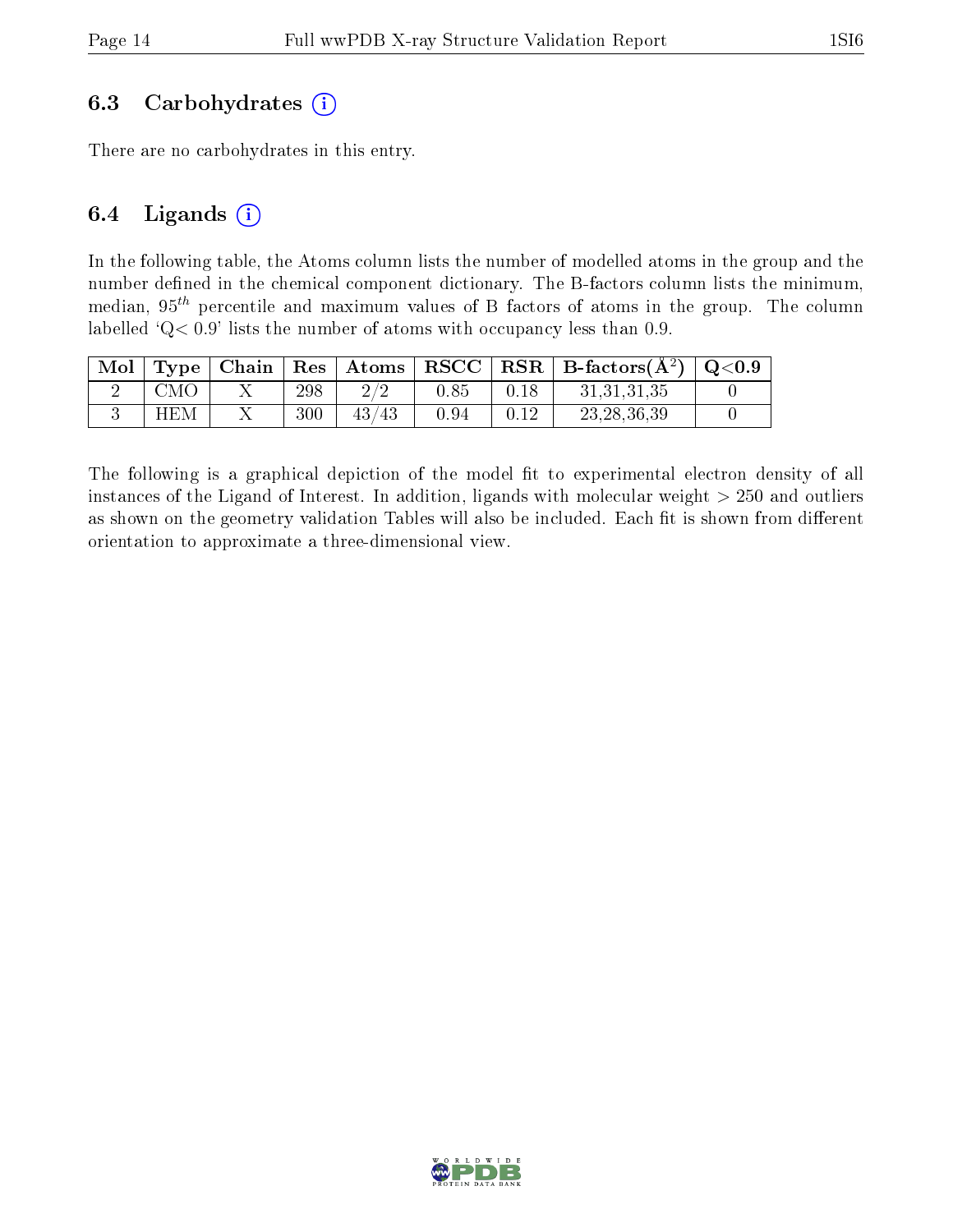### 6.3 Carbohydrates

There are no carbohydrates in this entry.

### 6.4 Ligands

In the following table, the Atoms column lists the number of modelled atoms in the group and the number defined in the chemical component dictionary. The B-factors column lists the minimum, median, $95^{th}$ percentile and maximum values of B factors of atoms in the group. The column labelled 'Q< 0.9' lists the number of atoms with occupancy less than 0.9.

| Mol | Type | Chain | Res | Atoms | RSCC | RSR | B-factors(Å$^2$) | Q<0.9 |
|---|---|---|---|---|---|---|---|---|
| 2 | CMO | X | 298 | 2/2 | 0.85 | 0.18 | 31,31,31,35 | 0 |
| 3 | HEM | X | 300 | 43/43 | 0.94 | 0.12 | 23,28,36,39 | 0 |

The following is a graphical depiction of the model fit to experimental electron density of all instances of the Ligand of Interest. In addition, ligands with molecular weight > 250 and outliers as shown on the geometry validation Tables will also be included. Each fit is shown from different orientation to approximate a three-dimensional view.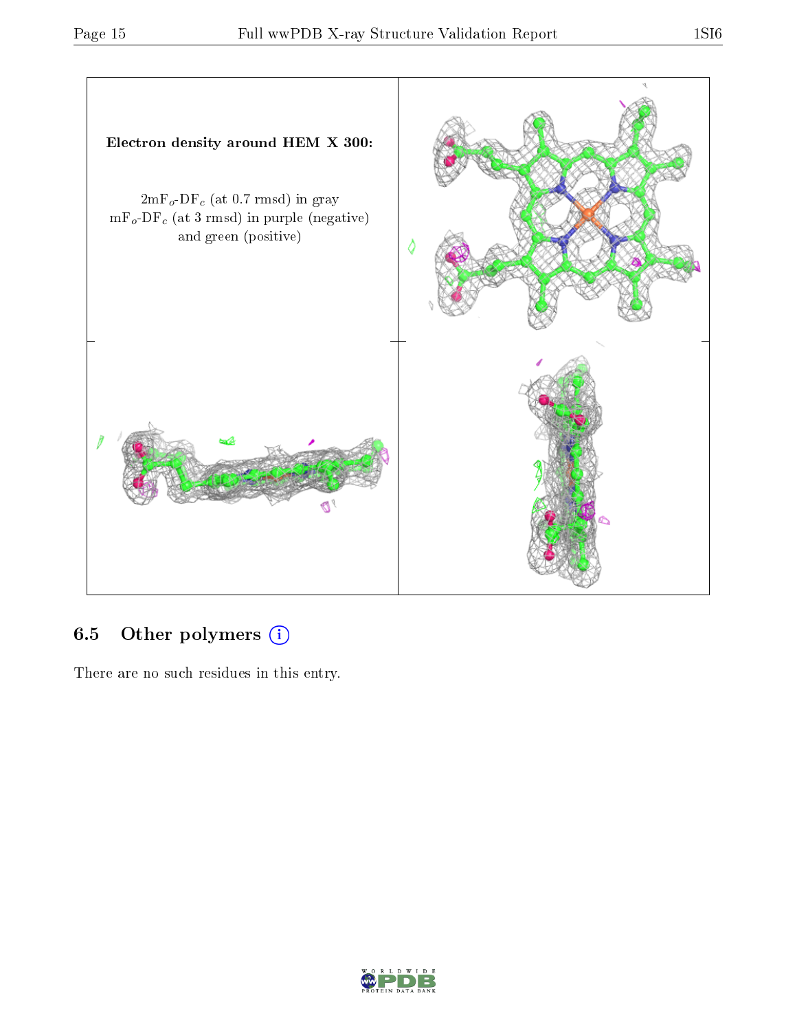**Electron density around HEM X 300:**

$2mF_o$-$DF_c$ (at 0.7 rmsd) in gray
$mF_o$-$DF_c$ (at 3 rmsd) in purple (negative) and green (positive)

## 6.5 Other polymers

There are no such residues in this entry.